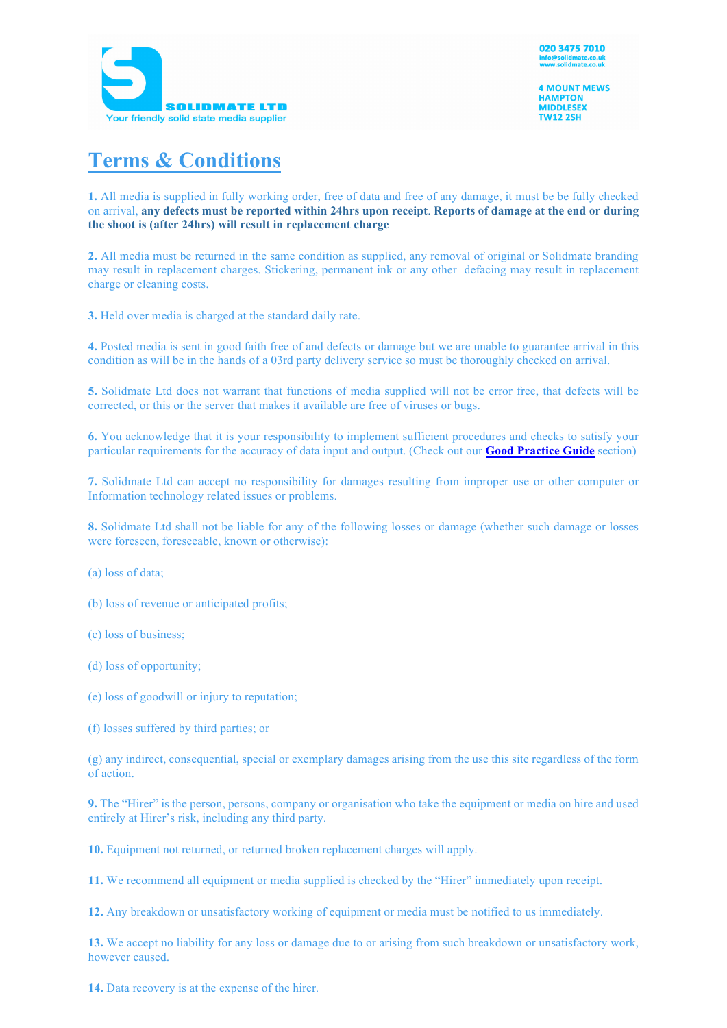SOLIDMATE LTD
Your friendly solid state media supplier

020 3475 7010
info@solidmate.co.uk
www.solidmate.co.uk

4 MOUNT MEWS
HAMPTON
MIDDLESEX
TW12 2SH

# Terms & Conditions

**1.** All media is supplied in fully working order, free of data and free of any damage, it must be be fully checked on arrival, **any defects must be reported within 24hrs upon receipt**. **Reports of damage at the end or during the shoot is (after 24hrs) will result in replacement charge**

**2.** All media must be returned in the same condition as supplied, any removal of original or Solidmate branding may result in replacement charges. Stickering, permanent ink or any other defacing may result in replacement charge or cleaning costs.

**3.** Held over media is charged at the standard daily rate.

**4.** Posted media is sent in good faith free of and defects or damage but we are unable to guarantee arrival in this condition as will be in the hands of a 03rd party delivery service so must be thoroughly checked on arrival.

**5.** Solidmate Ltd does not warrant that functions of media supplied will not be error free, that defects will be corrected, or this or the server that makes it available are free of viruses or bugs.

**6.** You acknowledge that it is your responsibility to implement sufficient procedures and checks to satisfy your particular requirements for the accuracy of data input and output. (Check out our **Good Practice Guide** section)

**7.** Solidmate Ltd can accept no responsibility for damages resulting from improper use or other computer or Information technology related issues or problems.

**8.** Solidmate Ltd shall not be liable for any of the following losses or damage (whether such damage or losses were foreseen, foreseeable, known or otherwise):

(a) loss of data;

(b) loss of revenue or anticipated profits;

(c) loss of business;

(d) loss of opportunity;

(e) loss of goodwill or injury to reputation;

(f) losses suffered by third parties; or

(g) any indirect, consequential, special or exemplary damages arising from the use this site regardless of the form of action.

**9.** The "Hirer" is the person, persons, company or organisation who take the equipment or media on hire and used entirely at Hirer's risk, including any third party.

**10.** Equipment not returned, or returned broken replacement charges will apply.

**11.** We recommend all equipment or media supplied is checked by the "Hirer" immediately upon receipt.

**12.** Any breakdown or unsatisfactory working of equipment or media must be notified to us immediately.

**13.** We accept no liability for any loss or damage due to or arising from such breakdown or unsatisfactory work, however caused.

**14.** Data recovery is at the expense of the hirer.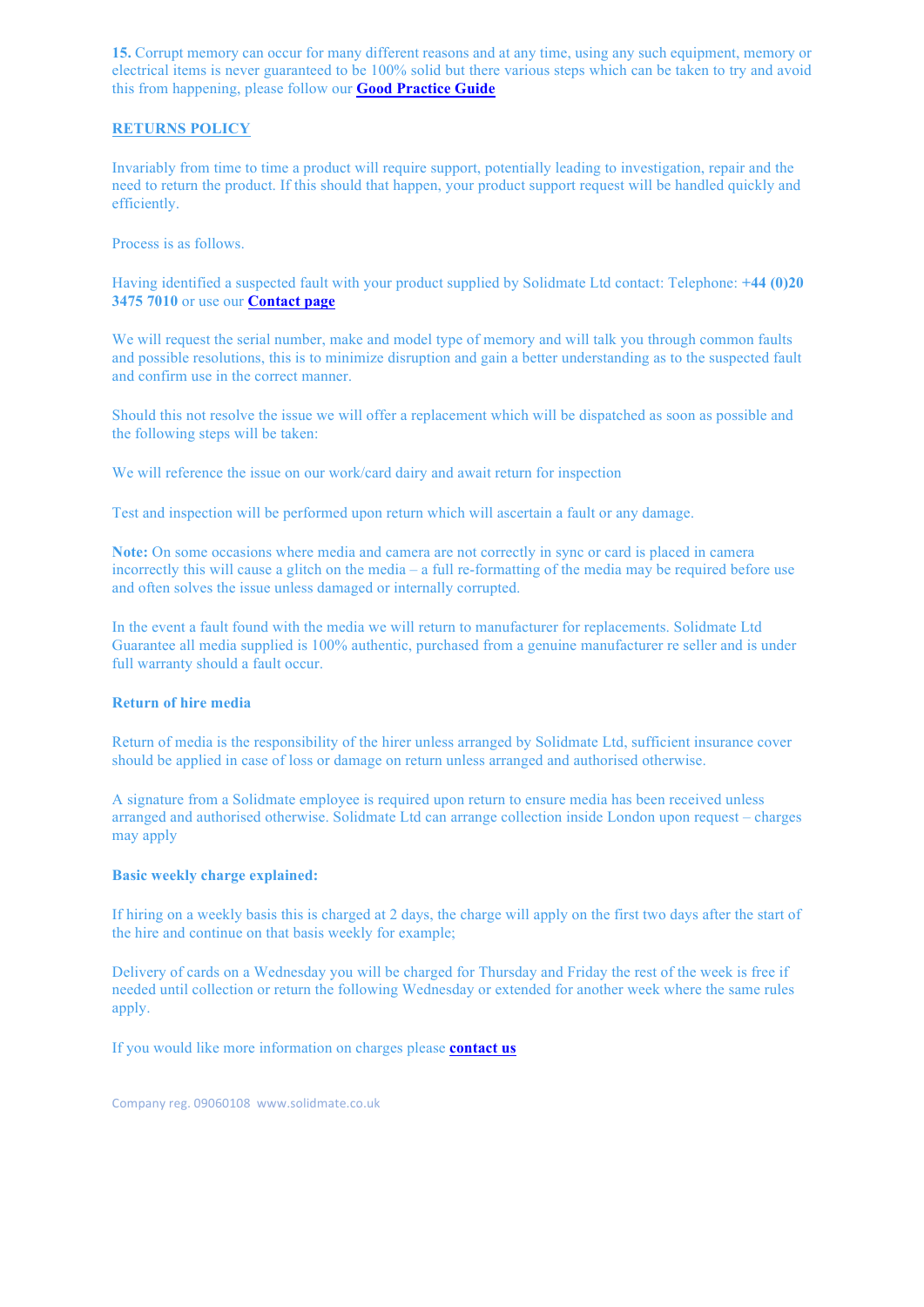**15.** Corrupt memory can occur for many different reasons and at any time, using any such equipment, memory or electrical items is never guaranteed to be 100% solid but there various steps which can be taken to try and avoid this from happening, please follow our **Good Practice Guide**

## RETURNS POLICY

Invariably from time to time a product will require support, potentially leading to investigation, repair and the need to return the product. If this should that happen, your product support request will be handled quickly and efficiently.

Process is as follows.

Having identified a suspected fault with your product supplied by Solidmate Ltd contact: Telephone: **+44 (0)20 3475 7010** or use our **Contact page**

We will request the serial number, make and model type of memory and will talk you through common faults and possible resolutions, this is to minimize disruption and gain a better understanding as to the suspected fault and confirm use in the correct manner.

Should this not resolve the issue we will offer a replacement which will be dispatched as soon as possible and the following steps will be taken:

We will reference the issue on our work/card dairy and await return for inspection

Test and inspection will be performed upon return which will ascertain a fault or any damage.

**Note:** On some occasions where media and camera are not correctly in sync or card is placed in camera incorrectly this will cause a glitch on the media – a full re-formatting of the media may be required before use and often solves the issue unless damaged or internally corrupted.

In the event a fault found with the media we will return to manufacturer for replacements. Solidmate Ltd Guarantee all media supplied is 100% authentic, purchased from a genuine manufacturer re seller and is under full warranty should a fault occur.

### Return of hire media

Return of media is the responsibility of the hirer unless arranged by Solidmate Ltd, sufficient insurance cover should be applied in case of loss or damage on return unless arranged and authorised otherwise.

A signature from a Solidmate employee is required upon return to ensure media has been received unless arranged and authorised otherwise. Solidmate Ltd can arrange collection inside London upon request – charges may apply

### Basic weekly charge explained:

If hiring on a weekly basis this is charged at 2 days, the charge will apply on the first two days after the start of the hire and continue on that basis weekly for example;

Delivery of cards on a Wednesday you will be charged for Thursday and Friday the rest of the week is free if needed until collection or return the following Wednesday or extended for another week where the same rules apply.

If you would like more information on charges please **contact us**

Company reg. 09060108 www.solidmate.co.uk